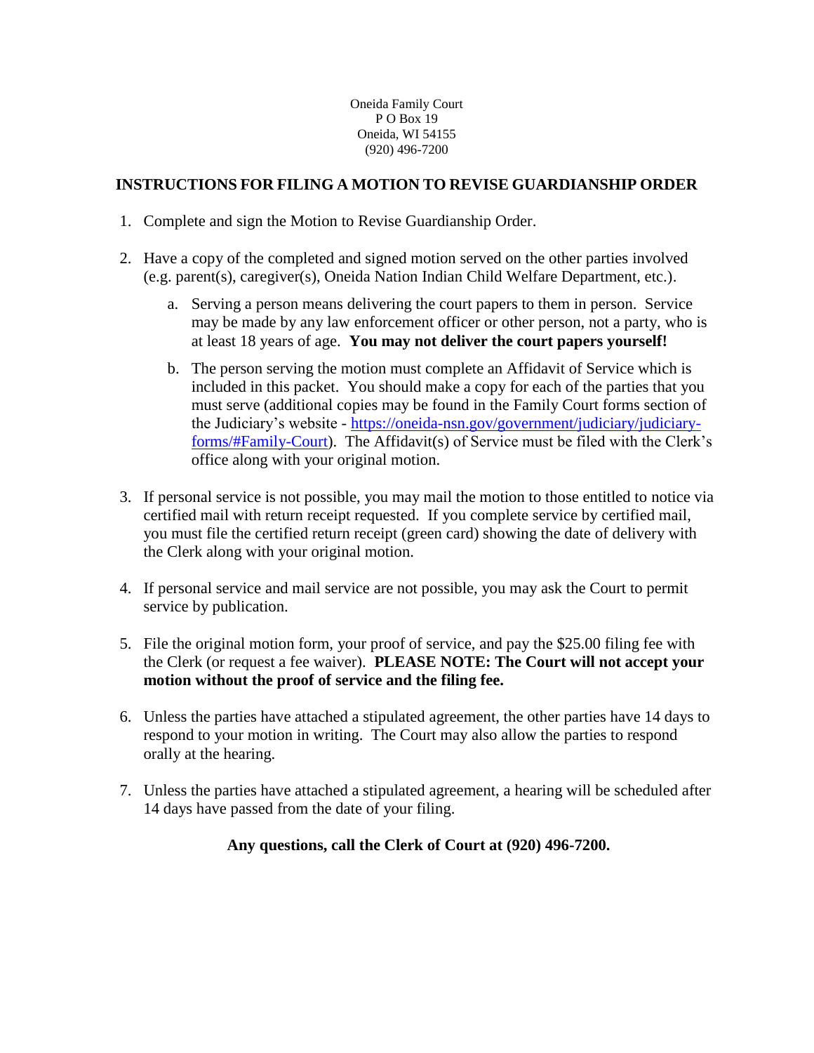Oneida Family Court
P O Box 19
Oneida, WI 54155
(920) 496-7200

## INSTRUCTIONS FOR FILING A MOTION TO REVISE GUARDIANSHIP ORDER

1. Complete and sign the Motion to Revise Guardianship Order.

2. Have a copy of the completed and signed motion served on the other parties involved (e.g. parent(s), caregiver(s), Oneida Nation Indian Child Welfare Department, etc.).

   a. Serving a person means delivering the court papers to them in person. Service may be made by any law enforcement officer or other person, not a party, who is at least 18 years of age. **You may not deliver the court papers yourself!**

   b. The person serving the motion must complete an Affidavit of Service which is included in this packet. You should make a copy for each of the parties that you must serve (additional copies may be found in the Family Court forms section of the Judiciary's website - [https://oneida-nsn.gov/government/judiciary/judiciary-forms/#Family-Court](https://oneida-nsn.gov/government/judiciary/judiciary-forms/#Family-Court)). The Affidavit(s) of Service must be filed with the Clerk's office along with your original motion.

3. If personal service is not possible, you may mail the motion to those entitled to notice via certified mail with return receipt requested. If you complete service by certified mail, you must file the certified return receipt (green card) showing the date of delivery with the Clerk along with your original motion.

4. If personal service and mail service are not possible, you may ask the Court to permit service by publication.

5. File the original motion form, your proof of service, and pay the $25.00 filing fee with the Clerk (or request a fee waiver). **PLEASE NOTE: The Court will not accept your motion without the proof of service and the filing fee.**

6. Unless the parties have attached a stipulated agreement, the other parties have 14 days to respond to your motion in writing. The Court may also allow the parties to respond orally at the hearing.

7. Unless the parties have attached a stipulated agreement, a hearing will be scheduled after 14 days have passed from the date of your filing.

**Any questions, call the Clerk of Court at (920) 496-7200.**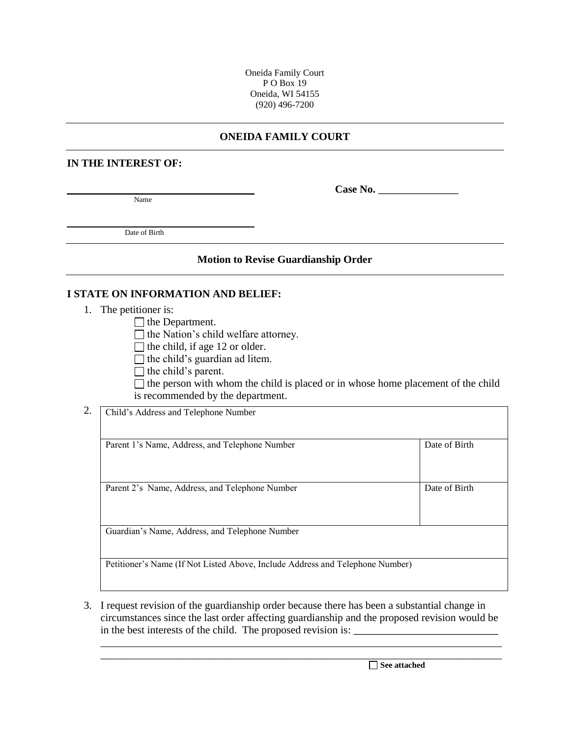Oneida Family Court
P O Box 19
Oneida, WI 54155
(920) 496-7200

## ONEIDA FAMILY COURT

**IN THE INTEREST OF:**

______________________________ **Case No.** _______________
Name

______________________________
Date of Birth

### Motion to Revise Guardianship Order

**I STATE ON INFORMATION AND BELIEF:**

1. The petitioner is:
   - ☐ the Department.
   - ☐ the Nation's child welfare attorney.
   - ☐ the child, if age 12 or older.
   - ☐ the child's guardian ad litem.
   - ☐ the child's parent.
   - ☐ the person with whom the child is placed or in whose home placement of the child is recommended by the department.

2.

| Child's Address and Telephone Number | |
|---|---|
| Parent 1's Name, Address, and Telephone Number | Date of Birth |
| Parent 2's Name, Address, and Telephone Number | Date of Birth |
| Guardian's Name, Address, and Telephone Number | |
| Petitioner's Name (If Not Listed Above, Include Address and Telephone Number) | |

3. I request revision of the guardianship order because there has been a substantial change in circumstances since the last order affecting guardianship and the proposed revision would be in the best interests of the child. The proposed revision is: ___________________________
   ______________________________________________________________________________
   ______________________________________________________________________________
   ☐ **See attached**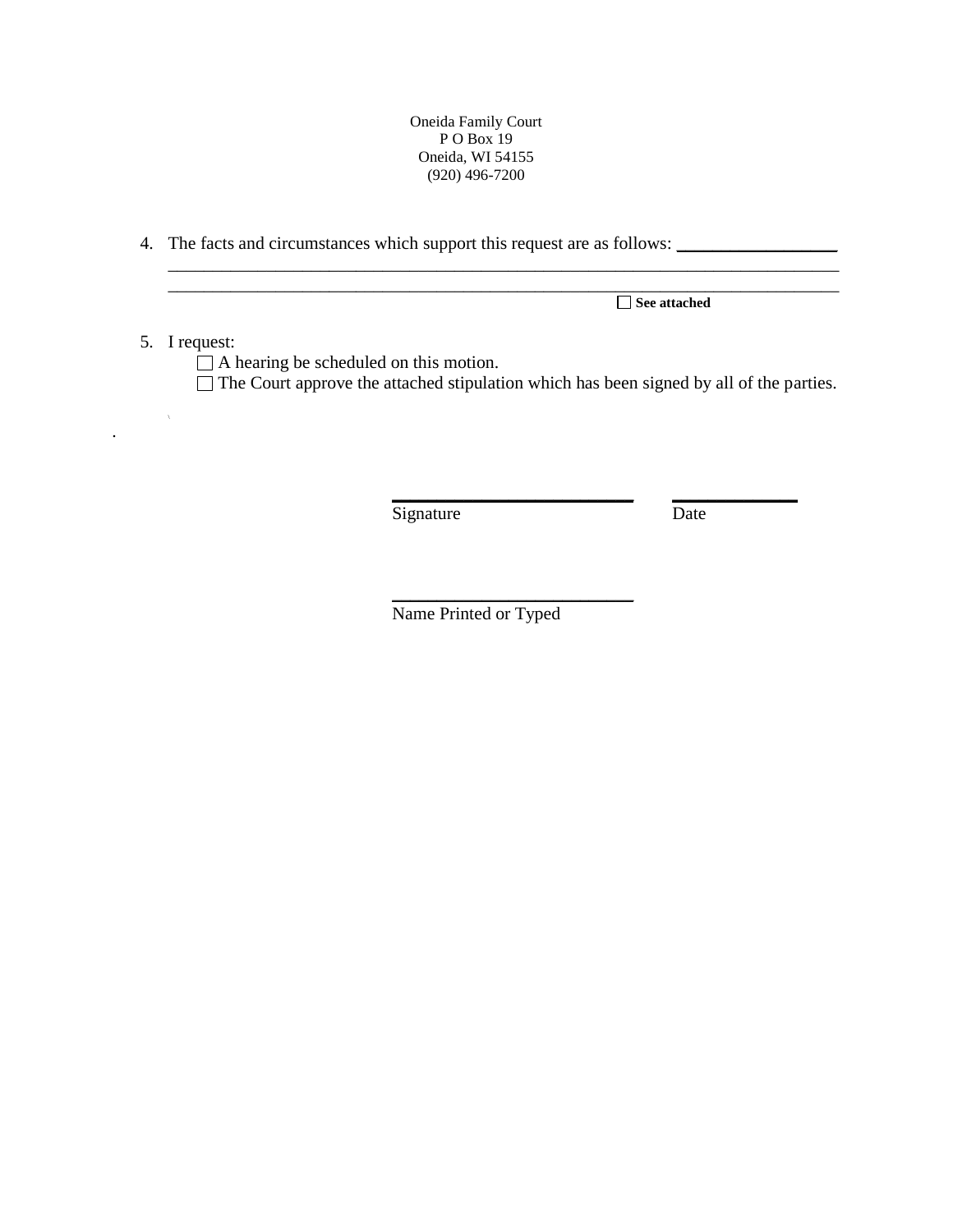Oneida Family Court
P O Box 19
Oneida, WI 54155
(920) 496-7200

4. The facts and circumstances which support this request are as follows: ________________
   ___________________________________________________________________________
   ___________________________________________________________________________
   ☐ **See attached**

5. I request:
   ☐ A hearing be scheduled on this motion.
   ☐ The Court approve the attached stipulation which has been signed by all of the parties.

___________________________ ______________
Signature Date

___________________________
Name Printed or Typed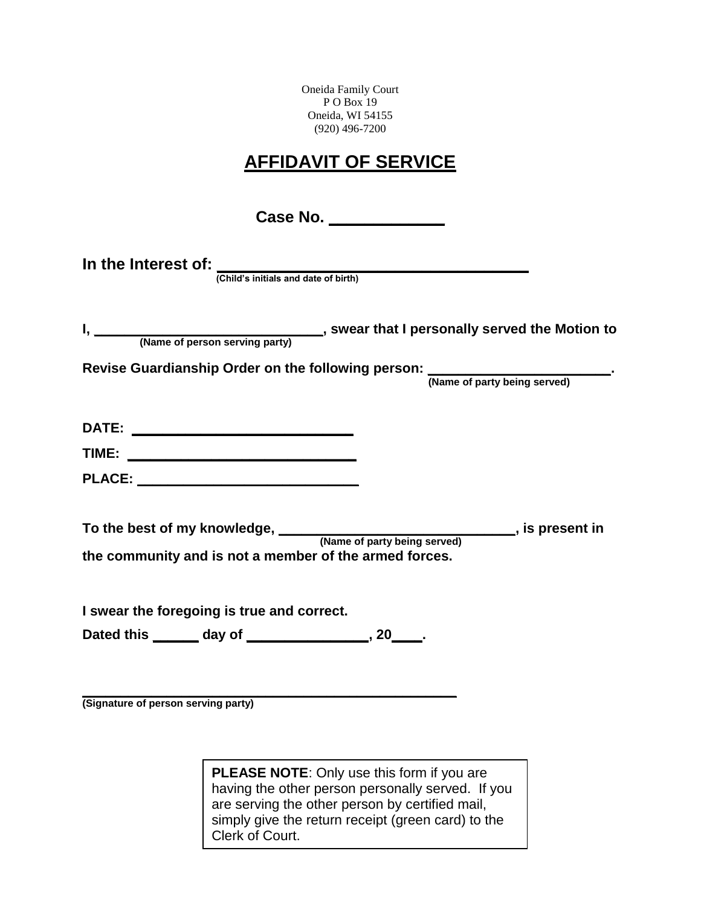Oneida Family Court
P O Box 19
Oneida, WI 54155
(920) 496-7200

# AFFIDAVIT OF SERVICE

**Case No. ____________**

**In the Interest of: ________________________________**
**(Child's initials and date of birth)**

**I, ___________________________, swear that I personally served the Motion to**
**(Name of person serving party)**

**Revise Guardianship Order on the following person: ______________________.**
**(Name of party being served)**

**DATE: ___________________________**

**TIME: ____________________________**

**PLACE: ___________________________**

**To the best of my knowledge, _____________________________, is present in**
**(Name of party being served)**
**the community and is not a member of the armed forces.**

**I swear the foregoing is true and correct.**

**Dated this _____ day of ______________, 20___.**

**_______________________________________________**
**(Signature of person serving party)**

> **PLEASE NOTE**: Only use this form if you are having the other person personally served. If you are serving the other person by certified mail, simply give the return receipt (green card) to the Clerk of Court.